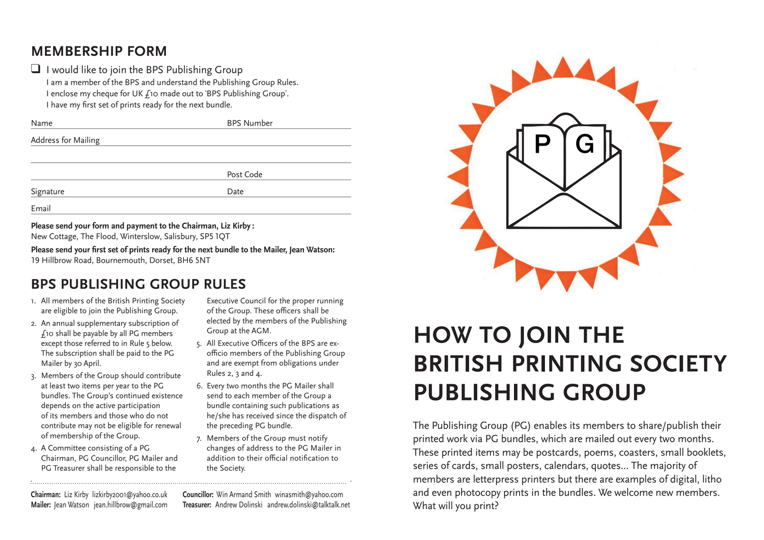## MEMBERSHIP FORM

☐ I would like to join the BPS Publishing Group

I am a member of the BPS and understand the Publishing Group Rules.
I enclose my cheque for UK £10 made out to 'BPS Publishing Group'.
I have my first set of prints ready for the next bundle.

Name _______________ BPS Number _______________

Address for Mailing _______________

_______________

Post Code _______________

Signature _______________ Date _______________

Email _______________

**Please send your form and payment to the Chairman, Liz Kirby :**
New Cottage, The Flood, Winterslow, Salisbury, SP5 1QT

**Please send your first set of prints ready for the next bundle to the Mailer, Jean Watson:**
19 Hillbrow Road, Bournemouth, Dorset, BH6 5NT

## BPS PUBLISHING GROUP RULES

1. All members of the British Printing Society are eligible to join the Publishing Group.
2. An annual supplementary subscription of £10 shall be payable by all PG members except those referred to in Rule 5 below. The subscription shall be paid to the PG Mailer by 30 April.
3. Members of the Group should contribute at least two items per year to the PG bundles. The Group's continued existence depends on the active participation of its members and those who do not contribute may not be eligible for renewal of membership of the Group.
4. A Committee consisting of a PG Chairman, PG Councillor, PG Mailer and PG Treasurer shall be responsible to the Executive Council for the proper running of the Group. These officers shall be elected by the members of the Publishing Group at the AGM.
5. All Executive Officers of the BPS are ex-officio members of the Publishing Group and are exempt from obligations under Rules 2, 3 and 4.
6. Every two months the PG Mailer shall send to each member of the Group a bundle containing such publications as he/she has received since the dispatch of the preceding PG bundle.
7. Members of the Group must notify changes of address to the PG Mailer in addition to their official notification to the Society.

**Chairman:** Liz Kirby lizkirby2001@yahoo.co.uk
**Mailer:** Jean Watson jean.hillbrow@gmail.com
**Councillor:** Win Armand Smith winasmith@yahoo.com
**Treasurer:** Andrew Dolinski andrew.dolinski@talktalk.net

P G

# HOW TO JOIN THE BRITISH PRINTING SOCIETY PUBLISHING GROUP

The Publishing Group (PG) enables its members to share/publish their printed work via PG bundles, which are mailed out every two months. These printed items may be postcards, poems, coasters, small booklets, series of cards, small posters, calendars, quotes... The majority of members are letterpress printers but there are examples of digital, litho and even photocopy prints in the bundles. We welcome new members. What will you print?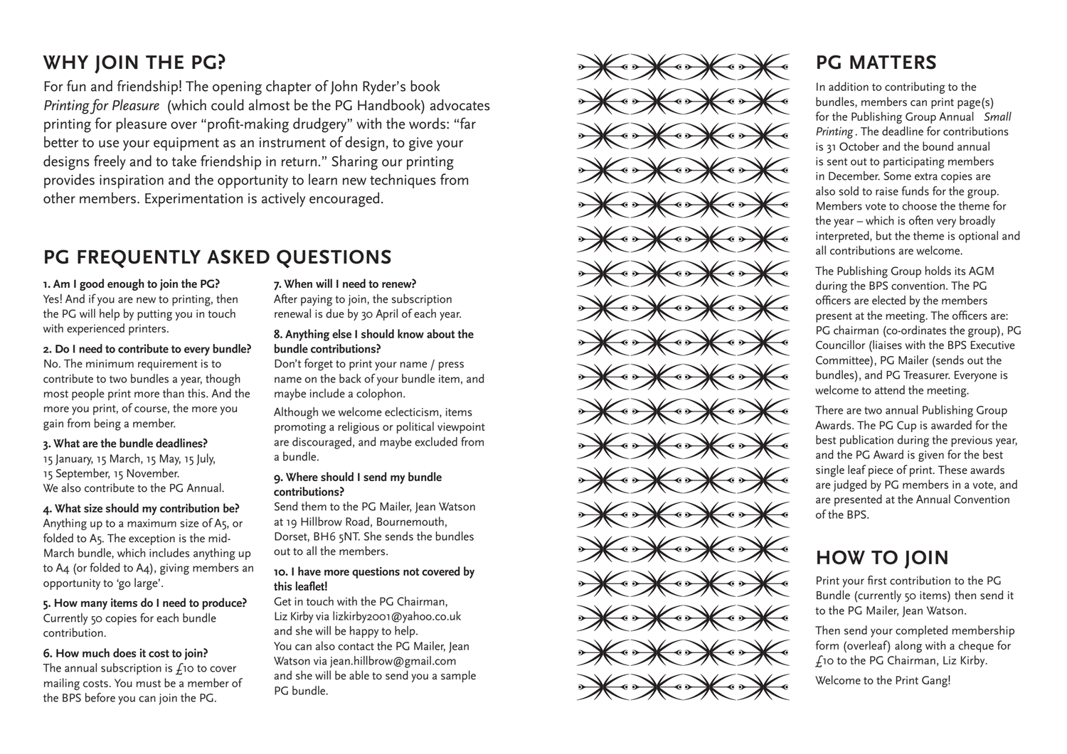## WHY JOIN THE PG?

For fun and friendship! The opening chapter of John Ryder's book *Printing for Pleasure* (which could almost be the PG Handbook) advocates printing for pleasure over "profit-making drudgery" with the words: "far better to use your equipment as an instrument of design, to give your designs freely and to take friendship in return." Sharing our printing provides inspiration and the opportunity to learn new techniques from other members. Experimentation is actively encouraged.

## PG FREQUENTLY ASKED QUESTIONS

**1. Am I good enough to join the PG?**
Yes! And if you are new to printing, then the PG will help by putting you in touch with experienced printers.

**2. Do I need to contribute to every bundle?**
No. The minimum requirement is to contribute to two bundles a year, though most people print more than this. And the more you print, of course, the more you gain from being a member.

**3. What are the bundle deadlines?**
15 January, 15 March, 15 May, 15 July, 15 September, 15 November.
We also contribute to the PG Annual.

**4. What size should my contribution be?**
Anything up to a maximum size of A5, or folded to A5. The exception is the mid-March bundle, which includes anything up to A4 (or folded to A4), giving members an opportunity to 'go large'.

**5. How many items do I need to produce?**
Currently 50 copies for each bundle contribution.

**6. How much does it cost to join?**
The annual subscription is £10 to cover mailing costs. You must be a member of the BPS before you can join the PG.

**7. When will I need to renew?**
After paying to join, the subscription renewal is due by 30 April of each year.

**8. Anything else I should know about the bundle contributions?**
Don't forget to print your name / press name on the back of your bundle item, and maybe include a colophon.

Although we welcome eclecticism, items promoting a religious or political viewpoint are discouraged, and maybe excluded from a bundle.

**9. Where should I send my bundle contributions?**
Send them to the PG Mailer, Jean Watson at 19 Hillbrow Road, Bournemouth, Dorset, BH6 5NT. She sends the bundles out to all the members.

**10. I have more questions not covered by this leaflet!**
Get in touch with the PG Chairman, Liz Kirby via lizkirby2001@yahoo.co.uk and she will be happy to help.
You can also contact the PG Mailer, Jean Watson via jean.hillbrow@gmail.com and she will be able to send you a sample PG bundle.

## PG MATTERS

In addition to contributing to the bundles, members can print page(s) for the Publishing Group Annual *Small Printing*. The deadline for contributions is 31 October and the bound annual is sent out to participating members in December. Some extra copies are also sold to raise funds for the group. Members vote to choose the theme for the year – which is often very broadly interpreted, but the theme is optional and all contributions are welcome.

The Publishing Group holds its AGM during the BPS convention. The PG officers are elected by the members present at the meeting. The officers are: PG chairman (co-ordinates the group), PG Councillor (liaises with the BPS Executive Committee), PG Mailer (sends out the bundles), and PG Treasurer. Everyone is welcome to attend the meeting.

There are two annual Publishing Group Awards. The PG Cup is awarded for the best publication during the previous year, and the PG Award is given for the best single leaf piece of print. These awards are judged by PG members in a vote, and are presented at the Annual Convention of the BPS.

## HOW TO JOIN

Print your first contribution to the PG Bundle (currently 50 items) then send it to the PG Mailer, Jean Watson.

Then send your completed membership form (overleaf) along with a cheque for £10 to the PG Chairman, Liz Kirby.

Welcome to the Print Gang!